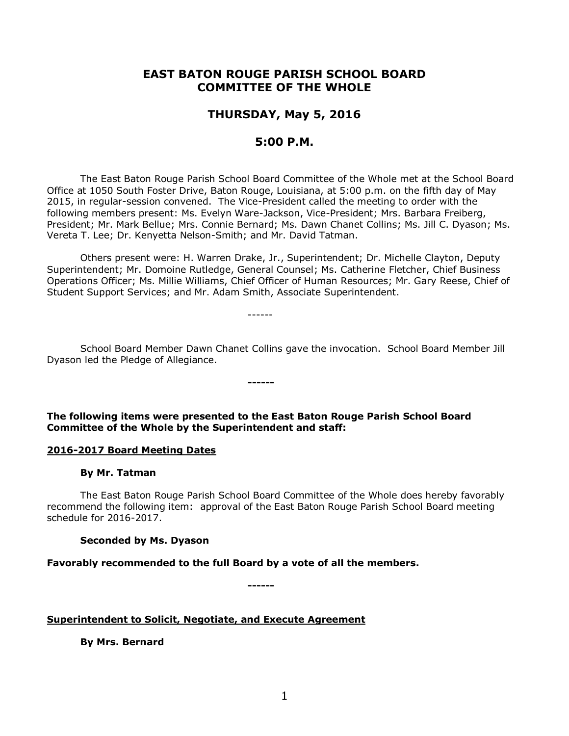# EAST BATON ROUGE PARISH SCHOOL BOARD COMMITTEE OF THE WHOLE

## THURSDAY, May 5, 2016

## 5:00 P.M.

The East Baton Rouge Parish School Board Committee of the Whole met at the School Board Office at 1050 South Foster Drive, Baton Rouge, Louisiana, at 5:00 p.m. on the fifth day of May 2015, in regular-session convened. The Vice-President called the meeting to order with the following members present: Ms. Evelyn Ware-Jackson, Vice-President; Mrs. Barbara Freiberg, President; Mr. Mark Bellue; Mrs. Connie Bernard; Ms. Dawn Chanet Collins; Ms. Jill C. Dyason; Ms. Vereta T. Lee; Dr. Kenyetta Nelson-Smith; and Mr. David Tatman.

Others present were: H. Warren Drake, Jr., Superintendent; Dr. Michelle Clayton, Deputy Superintendent; Mr. Domoine Rutledge, General Counsel; Ms. Catherine Fletcher, Chief Business Operations Officer; Ms. Millie Williams, Chief Officer of Human Resources; Mr. Gary Reese, Chief of Student Support Services; and Mr. Adam Smith, Associate Superintendent.

------

School Board Member Dawn Chanet Collins gave the invocation. School Board Member Jill Dyason led the Pledge of Allegiance.

**------**

**The following items were presented to the East Baton Rouge Parish School Board Committee of the Whole by the Superintendent and staff:**

**<u>2016-2017 Board Meeting Dates</u>**

**By Mr. Tatman**

The East Baton Rouge Parish School Board Committee of the Whole does hereby favorably recommend the following item: approval of the East Baton Rouge Parish School Board meeting schedule for 2016-2017.

**Seconded by Ms. Dyason**

**Favorably recommended to the full Board by a vote of all the members.**

**------**

**<u>Superintendent to Solicit, Negotiate, and Execute Agreement</u>**

**By Mrs. Bernard**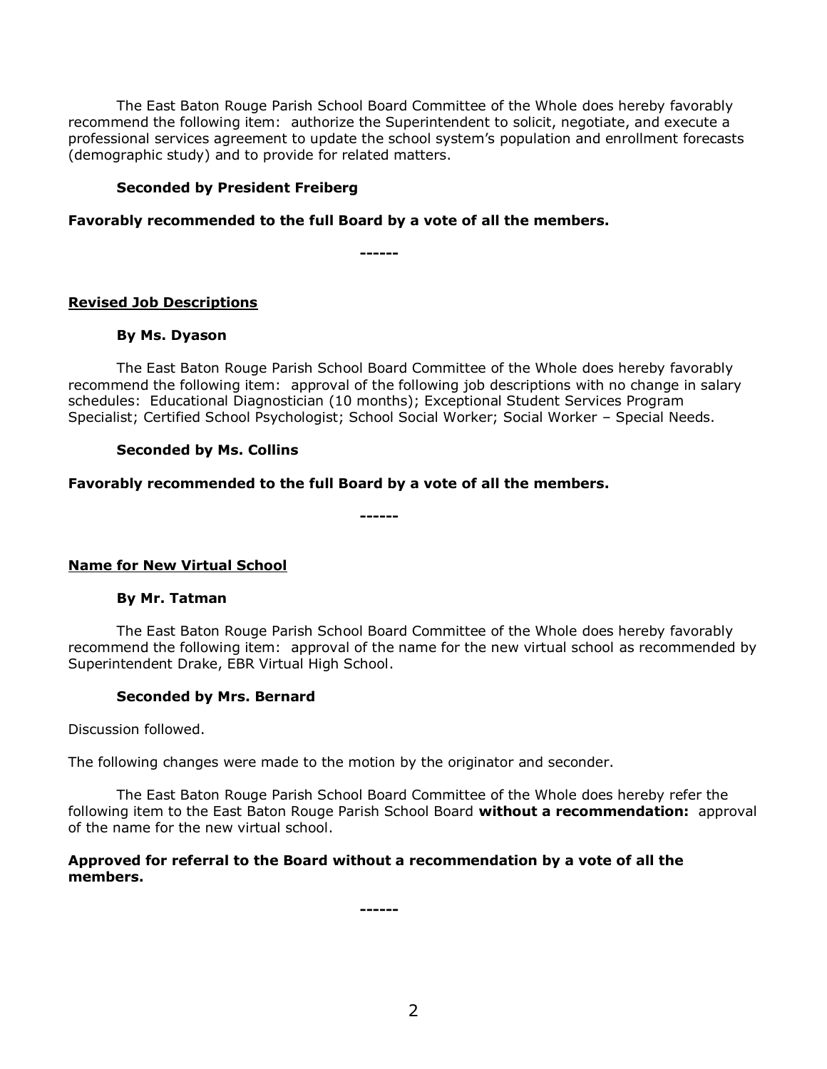The East Baton Rouge Parish School Board Committee of the Whole does hereby favorably recommend the following item: authorize the Superintendent to solicit, negotiate, and execute a professional services agreement to update the school system's population and enrollment forecasts (demographic study) and to provide for related matters.

**Seconded by President Freiberg**

**Favorably recommended to the full Board by a vote of all the members.**

**------**

**Revised Job Descriptions**

**By Ms. Dyason**

The East Baton Rouge Parish School Board Committee of the Whole does hereby favorably recommend the following item: approval of the following job descriptions with no change in salary schedules: Educational Diagnostician (10 months); Exceptional Student Services Program Specialist; Certified School Psychologist; School Social Worker; Social Worker – Special Needs.

**Seconded by Ms. Collins**

**Favorably recommended to the full Board by a vote of all the members.**

**------**

**Name for New Virtual School**

**By Mr. Tatman**

The East Baton Rouge Parish School Board Committee of the Whole does hereby favorably recommend the following item: approval of the name for the new virtual school as recommended by Superintendent Drake, EBR Virtual High School.

**Seconded by Mrs. Bernard**

Discussion followed.

The following changes were made to the motion by the originator and seconder.

The East Baton Rouge Parish School Board Committee of the Whole does hereby refer the following item to the East Baton Rouge Parish School Board **without a recommendation:** approval of the name for the new virtual school.

**Approved for referral to the Board without a recommendation by a vote of all the members.**

**------**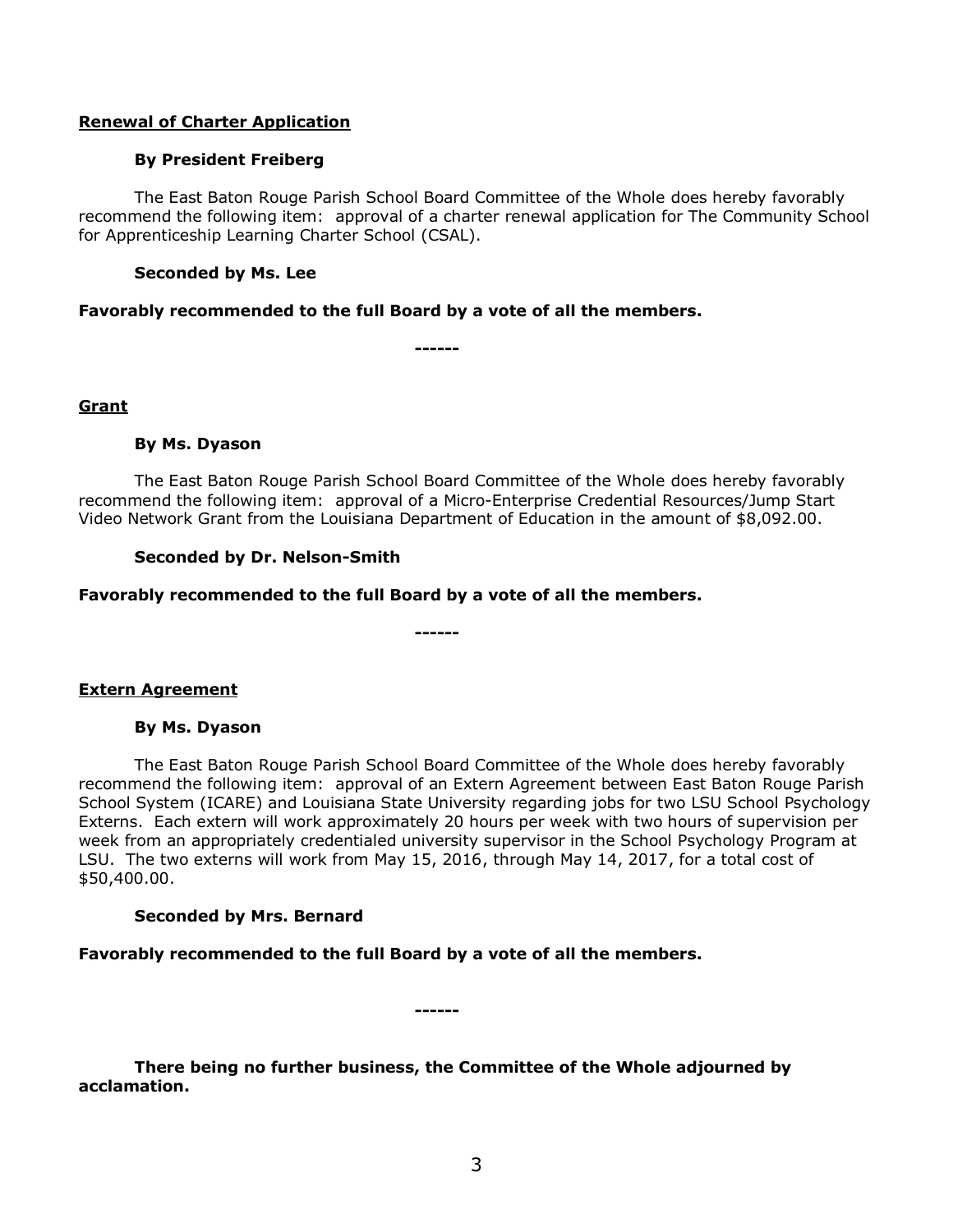**Renewal of Charter Application**

**By President Freiberg**

The East Baton Rouge Parish School Board Committee of the Whole does hereby favorably recommend the following item: approval of a charter renewal application for The Community School for Apprenticeship Learning Charter School (CSAL).

**Seconded by Ms. Lee**

**Favorably recommended to the full Board by a vote of all the members.**

**------**

**Grant**

**By Ms. Dyason**

The East Baton Rouge Parish School Board Committee of the Whole does hereby favorably recommend the following item: approval of a Micro-Enterprise Credential Resources/Jump Start Video Network Grant from the Louisiana Department of Education in the amount of $8,092.00.

**Seconded by Dr. Nelson-Smith**

**Favorably recommended to the full Board by a vote of all the members.**

**------**

**Extern Agreement**

**By Ms. Dyason**

The East Baton Rouge Parish School Board Committee of the Whole does hereby favorably recommend the following item: approval of an Extern Agreement between East Baton Rouge Parish School System (ICARE) and Louisiana State University regarding jobs for two LSU School Psychology Externs. Each extern will work approximately 20 hours per week with two hours of supervision per week from an appropriately credentialed university supervisor in the School Psychology Program at LSU. The two externs will work from May 15, 2016, through May 14, 2017, for a total cost of $50,400.00.

**Seconded by Mrs. Bernard**

**Favorably recommended to the full Board by a vote of all the members.**

**------**

**There being no further business, the Committee of the Whole adjourned by acclamation.**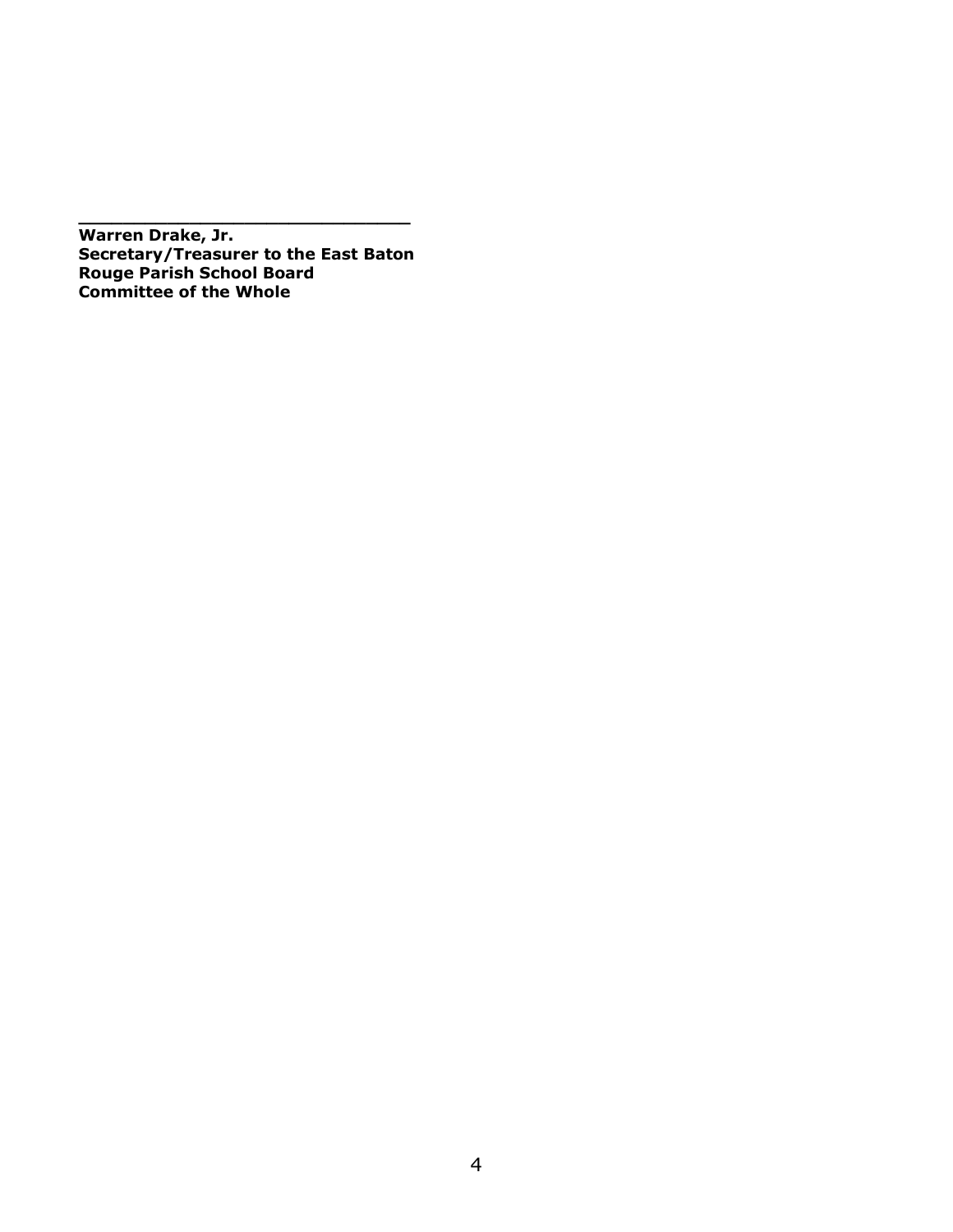\_\_\_\_\_\_\_\_\_\_\_\_\_\_\_\_\_\_\_\_\_\_\_\_\_\_\_\_\_\_\_\_

**Warren Drake, Jr.**
**Secretary/Treasurer to the East Baton Rouge Parish School Board**
**Committee of the Whole**